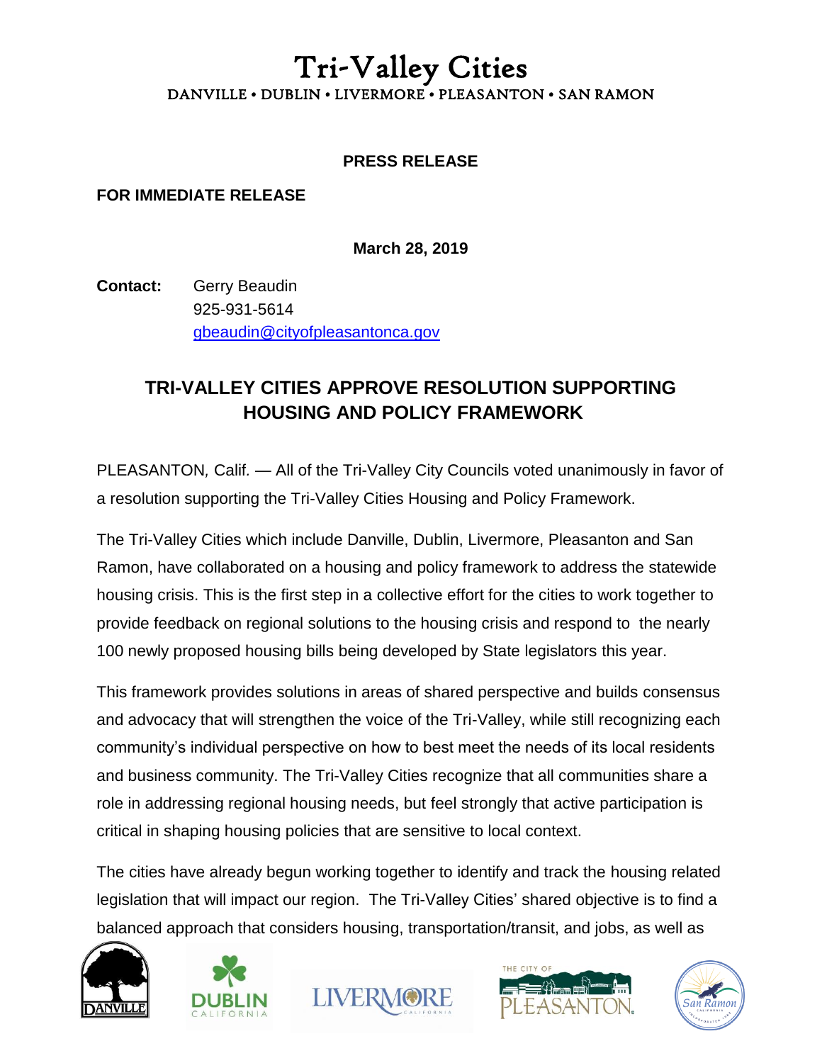# Tri-Valley Cities

DANVILLE • DUBLIN • LIVERMORE • PLEASANTON • SAN RAMON

**PRESS RELEASE**

**FOR IMMEDIATE RELEASE**

**March 28, 2019**

**Contact:** Gerry Beaudin
925-931-5614
gbeaudin@cityofpleasantonca.gov

## TRI-VALLEY CITIES APPROVE RESOLUTION SUPPORTING HOUSING AND POLICY FRAMEWORK

PLEASANTON*,* Calif. — All of the Tri-Valley City Councils voted unanimously in favor of a resolution supporting the Tri-Valley Cities Housing and Policy Framework.

The Tri-Valley Cities which include Danville, Dublin, Livermore, Pleasanton and San Ramon, have collaborated on a housing and policy framework to address the statewide housing crisis. This is the first step in a collective effort for the cities to work together to provide feedback on regional solutions to the housing crisis and respond to the nearly 100 newly proposed housing bills being developed by State legislators this year.

This framework provides solutions in areas of shared perspective and builds consensus and advocacy that will strengthen the voice of the Tri-Valley, while still recognizing each community's individual perspective on how to best meet the needs of its local residents and business community. The Tri-Valley Cities recognize that all communities share a role in addressing regional housing needs, but feel strongly that active participation is critical in shaping housing policies that are sensitive to local context.

The cities have already begun working together to identify and track the housing related legislation that will impact our region. The Tri-Valley Cities' shared objective is to find a balanced approach that considers housing, transportation/transit, and jobs, as well as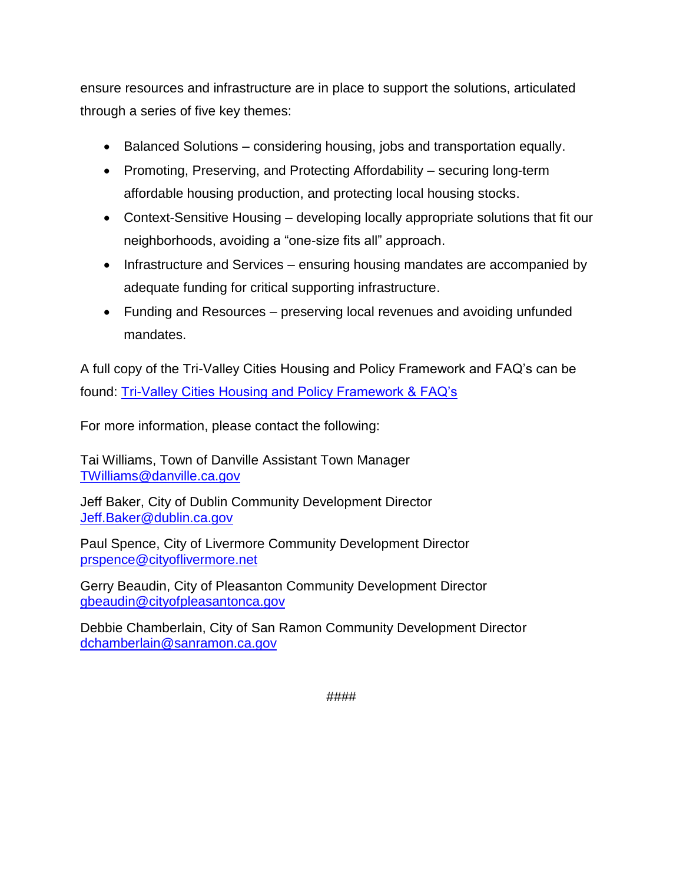ensure resources and infrastructure are in place to support the solutions, articulated through a series of five key themes:

- Balanced Solutions – considering housing, jobs and transportation equally.
- Promoting, Preserving, and Protecting Affordability – securing long-term affordable housing production, and protecting local housing stocks.
- Context-Sensitive Housing – developing locally appropriate solutions that fit our neighborhoods, avoiding a "one-size fits all" approach.
- Infrastructure and Services – ensuring housing mandates are accompanied by adequate funding for critical supporting infrastructure.
- Funding and Resources – preserving local revenues and avoiding unfunded mandates.

A full copy of the Tri-Valley Cities Housing and Policy Framework and FAQ's can be found: [Tri-Valley Cities Housing and Policy Framework & FAQ's]

For more information, please contact the following:

Tai Williams, Town of Danville Assistant Town Manager
TWilliams@danville.ca.gov

Jeff Baker, City of Dublin Community Development Director
Jeff.Baker@dublin.ca.gov

Paul Spence, City of Livermore Community Development Director
prspence@cityoflivermore.net

Gerry Beaudin, City of Pleasanton Community Development Director
gbeaudin@cityofpleasantonca.gov

Debbie Chamberlain, City of San Ramon Community Development Director
dchamberlain@sanramon.ca.gov

####